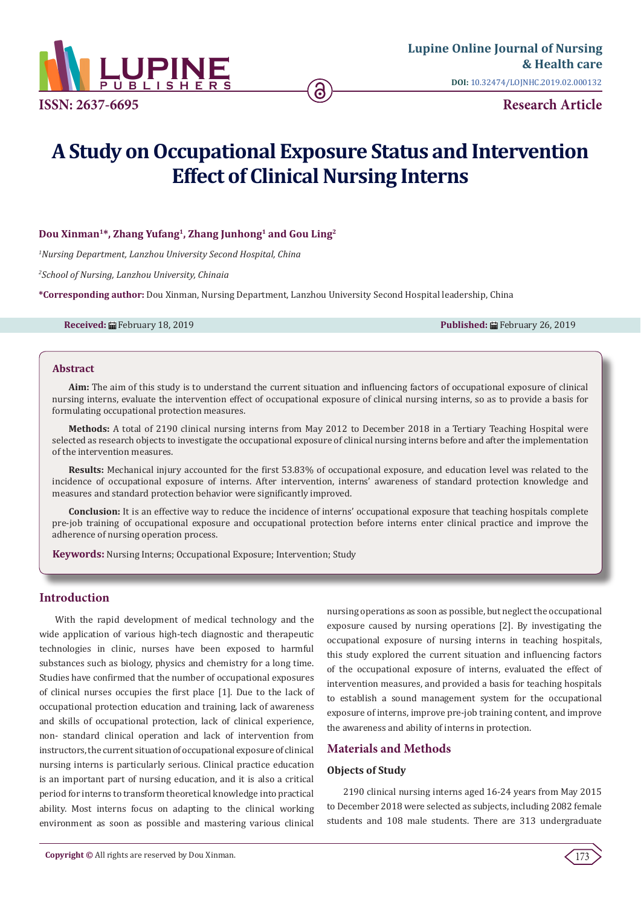Lupine Online Journal of Nursing & Health care

DOI: 10.32474/LOJNHC.2019.02.000132

ISSN: 2637-6695

Research Article

# A Study on Occupational Exposure Status and Intervention Effect of Clinical Nursing Interns

**Dou Xinman[1]*, Zhang Yufang[1], Zhang Junhong[1] and Gou Ling[2]**

[1]*Nursing Department, Lanzhou University Second Hospital, China*

[2]*School of Nursing, Lanzhou University, Chinaia*

**\*Corresponding author:** Dou Xinman, Nursing Department, Lanzhou University Second Hospital leadership, China

**Received:** February 18, 2019 **Published:** February 26, 2019

## Abstract

**Aim:** The aim of this study is to understand the current situation and influencing factors of occupational exposure of clinical nursing interns, evaluate the intervention effect of occupational exposure of clinical nursing interns, so as to provide a basis for formulating occupational protection measures.

**Methods:** A total of 2190 clinical nursing interns from May 2012 to December 2018 in a Tertiary Teaching Hospital were selected as research objects to investigate the occupational exposure of clinical nursing interns before and after the implementation of the intervention measures.

**Results:** Mechanical injury accounted for the first 53.83% of occupational exposure, and education level was related to the incidence of occupational exposure of interns. After intervention, interns' awareness of standard protection knowledge and measures and standard protection behavior were significantly improved.

**Conclusion:** It is an effective way to reduce the incidence of interns' occupational exposure that teaching hospitals complete pre-job training of occupational exposure and occupational protection before interns enter clinical practice and improve the adherence of nursing operation process.

**Keywords:** Nursing Interns; Occupational Exposure; Intervention; Study

## Introduction

With the rapid development of medical technology and the wide application of various high-tech diagnostic and therapeutic technologies in clinic, nurses have been exposed to harmful substances such as biology, physics and chemistry for a long time. Studies have confirmed that the number of occupational exposures of clinical nurses occupies the first place [1]. Due to the lack of occupational protection education and training, lack of awareness and skills of occupational protection, lack of clinical experience, non- standard clinical operation and lack of intervention from instructors, the current situation of occupational exposure of clinical nursing interns is particularly serious. Clinical practice education is an important part of nursing education, and it is also a critical period for interns to transform theoretical knowledge into practical ability. Most interns focus on adapting to the clinical working environment as soon as possible and mastering various clinical nursing operations as soon as possible, but neglect the occupational exposure caused by nursing operations [2]. By investigating the occupational exposure of nursing interns in teaching hospitals, this study explored the current situation and influencing factors of the occupational exposure of interns, evaluated the effect of intervention measures, and provided a basis for teaching hospitals to establish a sound management system for the occupational exposure of interns, improve pre-job training content, and improve the awareness and ability of interns in protection.

## Materials and Methods

### Objects of Study

2190 clinical nursing interns aged 16-24 years from May 2015 to December 2018 were selected as subjects, including 2082 female students and 108 male students. There are 313 undergraduate

**Copyright ©** All rights are reserved by Dou Xinman.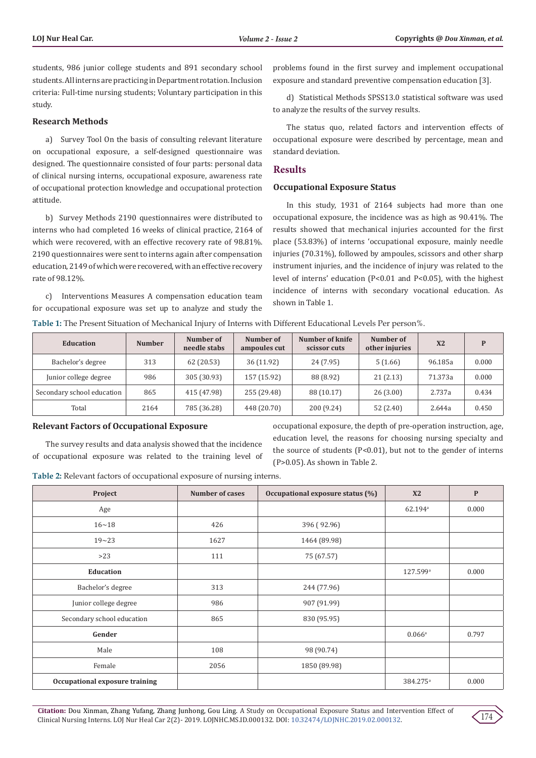students, 986 junior college students and 891 secondary school students. All interns are practicing in Department rotation. Inclusion criteria: Full-time nursing students; Voluntary participation in this study.

### Research Methods

a) Survey Tool On the basis of consulting relevant literature on occupational exposure, a self-designed questionnaire was designed. The questionnaire consisted of four parts: personal data of clinical nursing interns, occupational exposure, awareness rate of occupational protection knowledge and occupational protection attitude.

b) Survey Methods 2190 questionnaires were distributed to interns who had completed 16 weeks of clinical practice, 2164 of which were recovered, with an effective recovery rate of 98.81%. 2190 questionnaires were sent to interns again after compensation education, 2149 of which were recovered, with an effective recovery rate of 98.12%.

c) Interventions Measures A compensation education team for occupational exposure was set up to analyze and study the problems found in the first survey and implement occupational exposure and standard preventive compensation education [3].

d) Statistical Methods SPSS13.0 statistical software was used to analyze the results of the survey results.

The status quo, related factors and intervention effects of occupational exposure were described by percentage, mean and standard deviation.

## Results

### Occupational Exposure Status

In this study, 1931 of 2164 subjects had more than one occupational exposure, the incidence was as high as 90.41%. The results showed that mechanical injuries accounted for the first place (53.83%) of interns 'occupational exposure, mainly needle injuries (70.31%), followed by ampoules, scissors and other sharp instrument injuries, and the incidence of injury was related to the level of interns' education ($P<0.01$ and $P<0.05$), with the highest incidence of interns with secondary vocational education. As shown in Table 1.

**Table 1:** The Present Situation of Mechanical Injury of Interns with Different Educational Levels Per person%.

| Education | Number | Number of needle stabs | Number of ampoules cut | Number of knife scissor cuts | Number of other injuries | X2 | P |
|---|---|---|---|---|---|---|---|
| Bachelor's degree | 313 | 62 (20.53) | 36 (11.92) | 24 (7.95) | 5 (1.66) | 96.185a | 0.000 |
| Junior college degree | 986 | 305 (30.93) | 157 (15.92) | 88 (8.92) | 21 (2.13) | 71.373a | 0.000 |
| Secondary school education | 865 | 415 (47.98) | 255 (29.48) | 88 (10.17) | 26 (3.00) | 2.737a | 0.434 |
| Total | 2164 | 785 (36.28) | 448 (20.70) | 200 (9.24) | 52 (2.40) | 2.644a | 0.450 |

### Relevant Factors of Occupational Exposure

The survey results and data analysis showed that the incidence of occupational exposure was related to the training level of occupational exposure, the depth of pre-operation instruction, age, education level, the reasons for choosing nursing specialty and the source of students ($P<0.01$), but not to the gender of interns ($P>0.05$). As shown in Table 2.

**Table 2:** Relevant factors of occupational exposure of nursing interns.

| Project | Number of cases | Occupational exposure status (%) | X2 | P |
|---|---|---|---|---|
| Age | | | 62.194[a] | 0.000 |
| 16~18 | 426 | 396 ( 92.96) | | |
| 19~23 | 1627 | 1464 (89.98) | | |
| >23 | 111 | 75 (67.57) | | |
| **Education** | | | 127.599[a] | 0.000 |
| Bachelor's degree | 313 | 244 (77.96) | | |
| Junior college degree | 986 | 907 (91.99) | | |
| Secondary school education | 865 | 830 (95.95) | | |
| **Gender** | | | 0.066[a] | 0.797 |
| Male | 108 | 98 (90.74) | | |
| Female | 2056 | 1850 (89.98) | | |
| **Occupational exposure training** | | | 384.275[a] | 0.000 |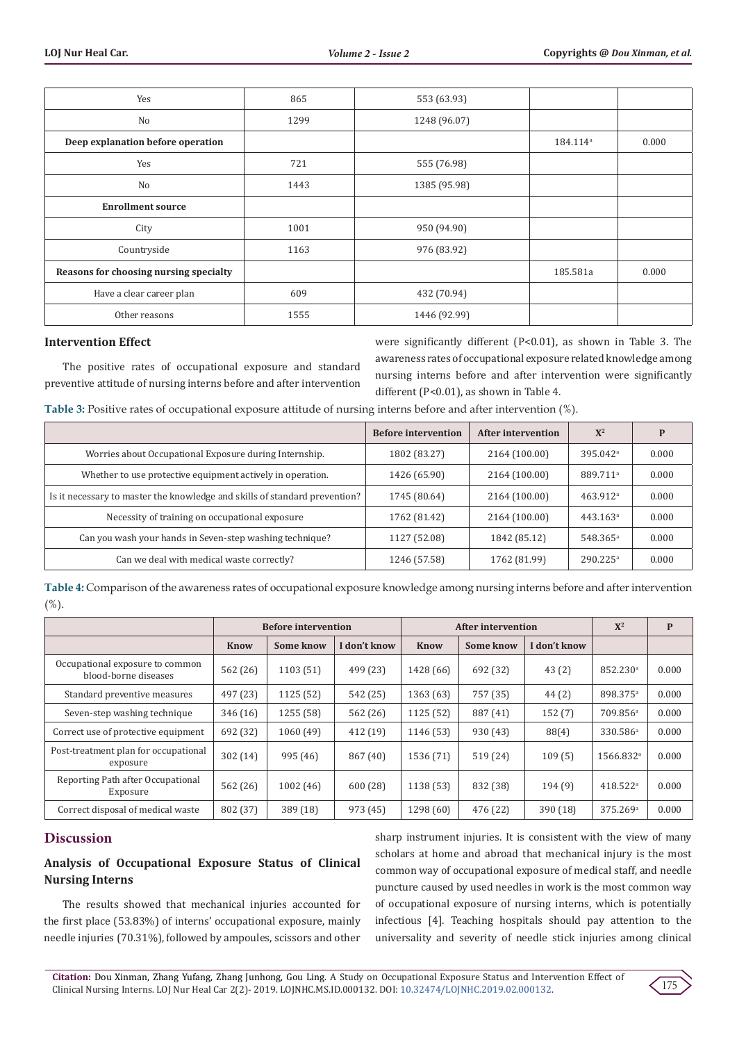| | | | | |
|---|---|---|---|---|
| Yes | 865 | 553 (63.93) | | |
| No | 1299 | 1248 (96.07) | | |
| **Deep explanation before operation** | | | 184.114[a] | 0.000 |
| Yes | 721 | 555 (76.98) | | |
| No | 1443 | 1385 (95.98) | | |
| **Enrollment source** | | | | |
| City | 1001 | 950 (94.90) | | |
| Countryside | 1163 | 976 (83.92) | | |
| **Reasons for choosing nursing specialty** | | | 185.581a | 0.000 |
| Have a clear career plan | 609 | 432 (70.94) | | |
| Other reasons | 1555 | 1446 (92.99) | | |

### Intervention Effect

The positive rates of occupational exposure and standard preventive attitude of nursing interns before and after intervention were significantly different (P<0.01), as shown in Table 3. The awareness rates of occupational exposure related knowledge among nursing interns before and after intervention were significantly different (P<0.01), as shown in Table 4.

**Table 3:** Positive rates of occupational exposure attitude of nursing interns before and after intervention (%).

| | Before intervention | After intervention | $X^2$ | P |
|---|---|---|---|---|
| Worries about Occupational Exposure during Internship. | 1802 (83.27) | 2164 (100.00) | 395.042[a] | 0.000 |
| Whether to use protective equipment actively in operation. | 1426 (65.90) | 2164 (100.00) | 889.711[a] | 0.000 |
| Is it necessary to master the knowledge and skills of standard prevention? | 1745 (80.64) | 2164 (100.00) | 463.912[a] | 0.000 |
| Necessity of training on occupational exposure | 1762 (81.42) | 2164 (100.00) | 443.163[a] | 0.000 |
| Can you wash your hands in Seven-step washing technique? | 1127 (52.08) | 1842 (85.12) | 548.365[a] | 0.000 |
| Can we deal with medical waste correctly? | 1246 (57.58) | 1762 (81.99) | 290.225[a] | 0.000 |

**Table 4:** Comparison of the awareness rates of occupational exposure knowledge among nursing interns before and after intervention (%).

| | Before intervention | | | After intervention | | | $X^2$ | P |
|---|---|---|---|---|---|---|---|---|
| | Know | Some know | I don't know | Know | Some know | I don't know | | |
| Occupational exposure to common blood-borne diseases | 562 (26) | 1103 (51) | 499 (23) | 1428 (66) | 692 (32) | 43 (2) | 852.230[a] | 0.000 |
| Standard preventive measures | 497 (23) | 1125 (52) | 542 (25) | 1363 (63) | 757 (35) | 44 (2) | 898.375[a] | 0.000 |
| Seven-step washing technique | 346 (16) | 1255 (58) | 562 (26) | 1125 (52) | 887 (41) | 152 (7) | 709.856[a] | 0.000 |
| Correct use of protective equipment | 692 (32) | 1060 (49) | 412 (19) | 1146 (53) | 930 (43) | 88(4) | 330.586[a] | 0.000 |
| Post-treatment plan for occupational exposure | 302 (14) | 995 (46) | 867 (40) | 1536 (71) | 519 (24) | 109 (5) | 1566.832[a] | 0.000 |
| Reporting Path after Occupational Exposure | 562 (26) | 1002 (46) | 600 (28) | 1138 (53) | 832 (38) | 194 (9) | 418.522[a] | 0.000 |
| Correct disposal of medical waste | 802 (37) | 389 (18) | 973 (45) | 1298 (60) | 476 (22) | 390 (18) | 375.269[a] | 0.000 |

## Discussion

### Analysis of Occupational Exposure Status of Clinical Nursing Interns

The results showed that mechanical injuries accounted for the first place (53.83%) of interns' occupational exposure, mainly needle injuries (70.31%), followed by ampoules, scissors and other sharp instrument injuries. It is consistent with the view of many scholars at home and abroad that mechanical injury is the most common way of occupational exposure of medical staff, and needle puncture caused by used needles in work is the most common way of occupational exposure of nursing interns, which is potentially infectious [4]. Teaching hospitals should pay attention to the universality and severity of needle stick injuries among clinical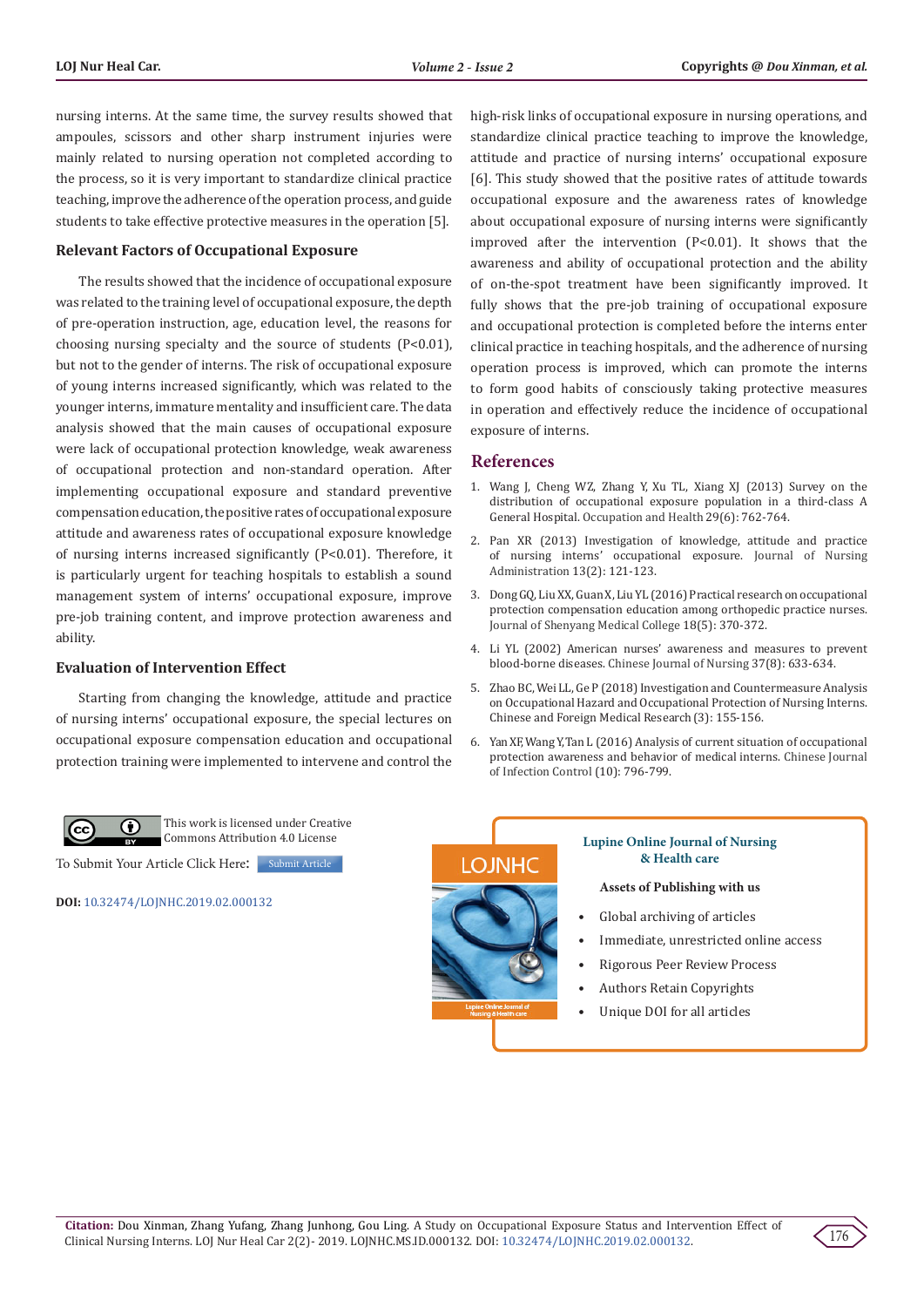nursing interns. At the same time, the survey results showed that ampoules, scissors and other sharp instrument injuries were mainly related to nursing operation not completed according to the process, so it is very important to standardize clinical practice teaching, improve the adherence of the operation process, and guide students to take effective protective measures in the operation [5].

### Relevant Factors of Occupational Exposure

The results showed that the incidence of occupational exposure was related to the training level of occupational exposure, the depth of pre-operation instruction, age, education level, the reasons for choosing nursing specialty and the source of students ($P<0.01$), but not to the gender of interns. The risk of occupational exposure of young interns increased significantly, which was related to the younger interns, immature mentality and insufficient care. The data analysis showed that the main causes of occupational exposure were lack of occupational protection knowledge, weak awareness of occupational protection and non-standard operation. After implementing occupational exposure and standard preventive compensation education, the positive rates of occupational exposure attitude and awareness rates of occupational exposure knowledge of nursing interns increased significantly ($P<0.01$). Therefore, it is particularly urgent for teaching hospitals to establish a sound management system of interns' occupational exposure, improve pre-job training content, and improve protection awareness and ability.

### Evaluation of Intervention Effect

Starting from changing the knowledge, attitude and practice of nursing interns' occupational exposure, the special lectures on occupational exposure compensation education and occupational protection training were implemented to intervene and control the high-risk links of occupational exposure in nursing operations, and standardize clinical practice teaching to improve the knowledge, attitude and practice of nursing interns' occupational exposure [6]. This study showed that the positive rates of attitude towards occupational exposure and the awareness rates of knowledge about occupational exposure of nursing interns were significantly improved after the intervention ($P<0.01$). It shows that the awareness and ability of occupational protection and the ability of on-the-spot treatment have been significantly improved. It fully shows that the pre-job training of occupational exposure and occupational protection is completed before the interns enter clinical practice in teaching hospitals, and the adherence of nursing operation process is improved, which can promote the interns to form good habits of consciously taking protective measures in operation and effectively reduce the incidence of occupational exposure of interns.

## References

1. Wang J, Cheng WZ, Zhang Y, Xu TL, Xiang XJ (2013) Survey on the distribution of occupational exposure population in a third-class A General Hospital. Occupation and Health 29(6): 762-764.
2. Pan XR (2013) Investigation of knowledge, attitude and practice of nursing interns' occupational exposure. Journal of Nursing Administration 13(2): 121-123.
3. Dong GQ, Liu XX, Guan X, Liu YL (2016) Practical research on occupational protection compensation education among orthopedic practice nurses. Journal of Shenyang Medical College 18(5): 370-372.
4. Li YL (2002) American nurses' awareness and measures to prevent blood-borne diseases. Chinese Journal of Nursing 37(8): 633-634.
5. Zhao BC, Wei LL, Ge P (2018) Investigation and Countermeasure Analysis on Occupational Hazard and Occupational Protection of Nursing Interns. Chinese and Foreign Medical Research (3): 155-156.
6. Yan XF, Wang Y, Tan L (2016) Analysis of current situation of occupational protection awareness and behavior of medical interns. Chinese Journal of Infection Control (10): 796-799.

This work is licensed under Creative Commons Attribution 4.0 License

To Submit Your Article Click Here: Submit Article

**DOI:** 10.32474/LOJNHC.2019.02.000132

**Lupine Online Journal of Nursing & Health care**

**Assets of Publishing with us**

- Global archiving of articles
- Immediate, unrestricted online access
- Rigorous Peer Review Process
- Authors Retain Copyrights
- Unique DOI for all articles

**Citation:** Dou Xinman, Zhang Yufang, Zhang Junhong, Gou Ling. A Study on Occupational Exposure Status and Intervention Effect of Clinical Nursing Interns. LOJ Nur Heal Car 2(2)- 2019. LOJNHC.MS.ID.000132. DOI: 10.32474/LOJNHC.2019.02.000132.